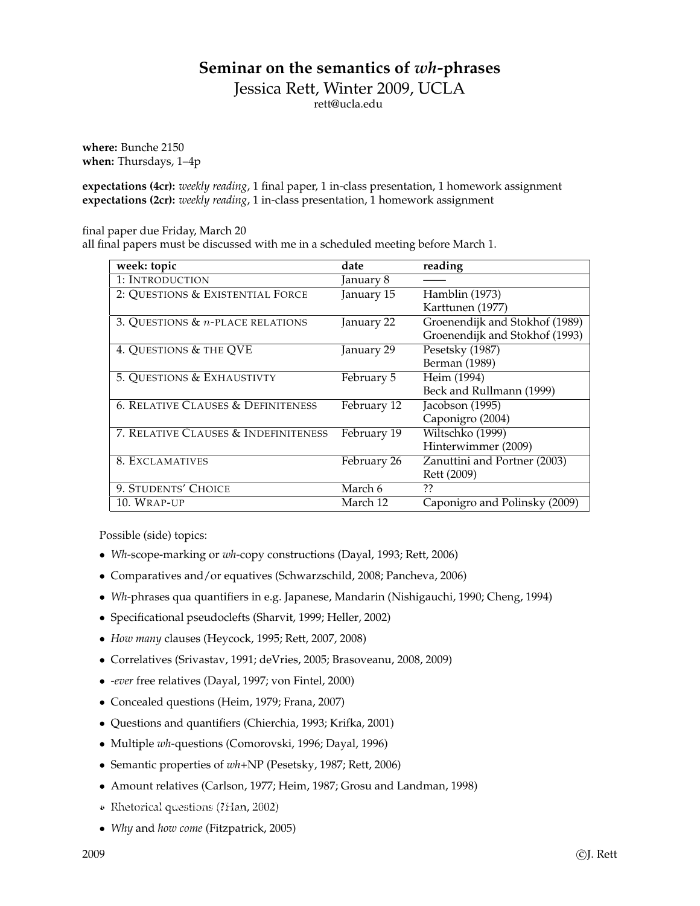# Seminar on the semantics of *wh*-phrases

Jessica Rett, Winter 2009, UCLA
rett@ucla.edu

**where:** Bunche 2150
**when:** Thursdays, 1–4p

**expectations (4cr):** *weekly reading*, 1 final paper, 1 in-class presentation, 1 homework assignment
**expectations (2cr):** *weekly reading*, 1 in-class presentation, 1 homework assignment

final paper due Friday, March 20
all final papers must be discussed with me in a scheduled meeting before March 1.

| week: topic | date | reading |
|---|---|---|
| 1: INTRODUCTION | January 8 | —— |
| 2: QUESTIONS & EXISTENTIAL FORCE | January 15 | Hamblin (1973)<br>Karttunen (1977) |
| 3. QUESTIONS & $n$-PLACE RELATIONS | January 22 | Groenendijk and Stokhof (1989)<br>Groenendijk and Stokhof (1993) |
| 4. QUESTIONS & THE QVE | January 29 | Pesetsky (1987)<br>Berman (1989) |
| 5. QUESTIONS & EXHAUSTIVTY | February 5 | Heim (1994)<br>Beck and Rullmann (1999) |
| 6. RELATIVE CLAUSES & DEFINITENESS | February 12 | Jacobson (1995)<br>Caponigro (2004) |
| 7. RELATIVE CLAUSES & INDEFINITENESS | February 19 | Wiltschko (1999)<br>Hinterwimmer (2009) |
| 8. EXCLAMATIVES | February 26 | Zanuttini and Portner (2003)<br>Rett (2009) |
| 9. STUDENTS' CHOICE | March 6 | ?? |
| 10. WRAP-UP | March 12 | Caponigro and Polinsky (2009) |

Possible (side) topics:

- *Wh*-scope-marking or *wh*-copy constructions (Dayal, 1993; Rett, 2006)
- Comparatives and/or equatives (Schwarzschild, 2008; Pancheva, 2006)
- *Wh*-phrases qua quantifiers in e.g. Japanese, Mandarin (Nishigauchi, 1990; Cheng, 1994)
- Specificational pseudoclefts (Sharvit, 1999; Heller, 2002)
- *How many* clauses (Heycock, 1995; Rett, 2007, 2008)
- Correlatives (Srivastav, 1991; deVries, 2005; Brasoveanu, 2008, 2009)
- *-ever* free relatives (Dayal, 1997; von Fintel, 2000)
- Concealed questions (Heim, 1979; Frana, 2007)
- Questions and quantifiers (Chierchia, 1993; Krifka, 2001)
- Multiple *wh*-questions (Comorovski, 1996; Dayal, 1996)
- Semantic properties of *wh*+NP (Pesetsky, 1987; Rett, 2006)
- Amount relatives (Carlson, 1977; Heim, 1987; Grosu and Landman, 1998)
- Rhetorical questions (?Han, 2002)
- *Why* and *how come* (Fitzpatrick, 2005)

2009 ©J. Rett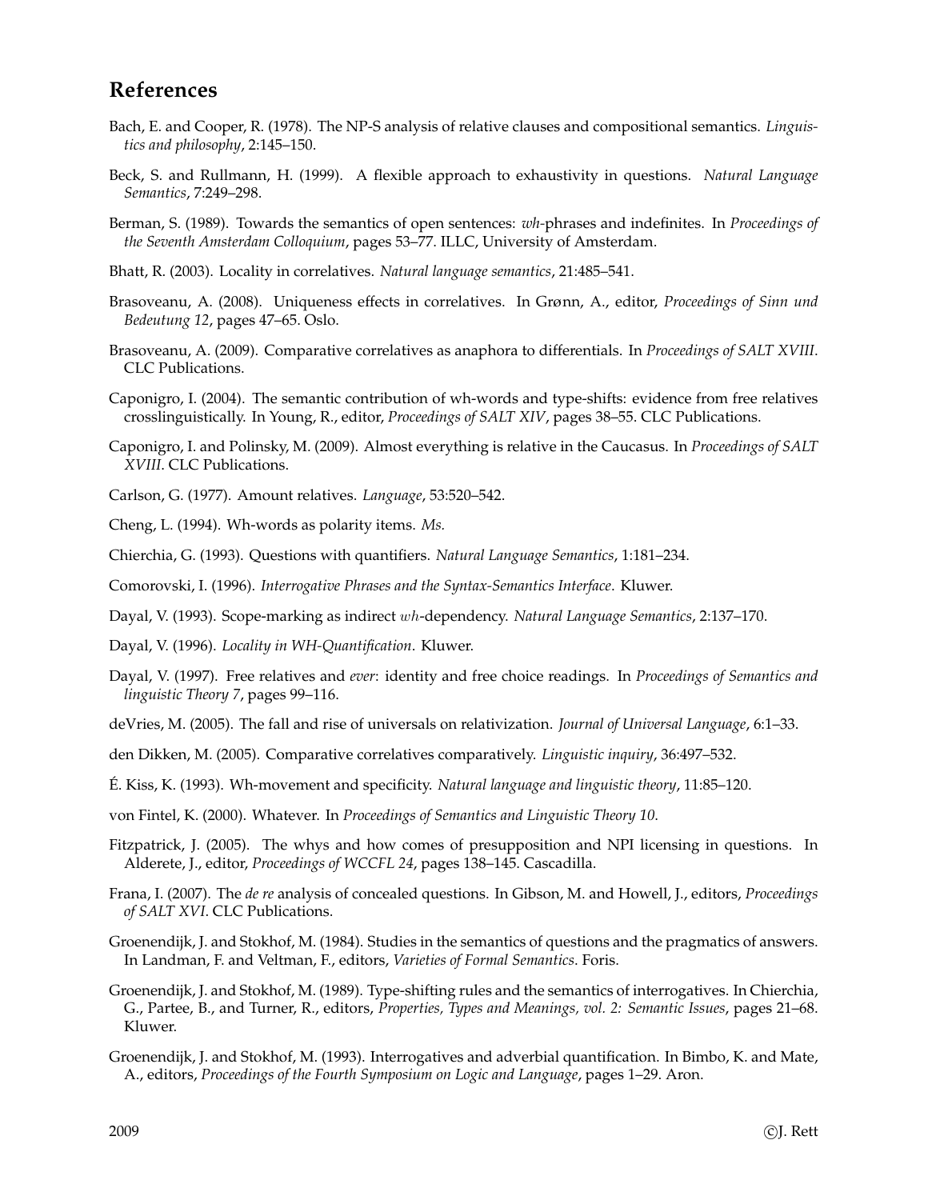# References

Bach, E. and Cooper, R. (1978). The NP-S analysis of relative clauses and compositional semantics. *Linguistics and philosophy*, 2:145–150.

Beck, S. and Rullmann, H. (1999). A flexible approach to exhaustivity in questions. *Natural Language Semantics*, 7:249–298.

Berman, S. (1989). Towards the semantics of open sentences: *wh*-phrases and indefinites. In *Proceedings of the Seventh Amsterdam Colloquium*, pages 53–77. ILLC, University of Amsterdam.

Bhatt, R. (2003). Locality in correlatives. *Natural language semantics*, 21:485–541.

Brasoveanu, A. (2008). Uniqueness effects in correlatives. In Grønn, A., editor, *Proceedings of Sinn und Bedeutung 12*, pages 47–65. Oslo.

Brasoveanu, A. (2009). Comparative correlatives as anaphora to differentials. In *Proceedings of SALT XVIII*. CLC Publications.

Caponigro, I. (2004). The semantic contribution of wh-words and type-shifts: evidence from free relatives crosslinguistically. In Young, R., editor, *Proceedings of SALT XIV*, pages 38–55. CLC Publications.

Caponigro, I. and Polinsky, M. (2009). Almost everything is relative in the Caucasus. In *Proceedings of SALT XVIII*. CLC Publications.

Carlson, G. (1977). Amount relatives. *Language*, 53:520–542.

Cheng, L. (1994). Wh-words as polarity items. *Ms.*

Chierchia, G. (1993). Questions with quantifiers. *Natural Language Semantics*, 1:181–234.

Comorovski, I. (1996). *Interrogative Phrases and the Syntax-Semantics Interface*. Kluwer.

Dayal, V. (1993). Scope-marking as indirect $wh$-dependency. *Natural Language Semantics*, 2:137–170.

Dayal, V. (1996). *Locality in WH-Quantification*. Kluwer.

Dayal, V. (1997). Free relatives and *ever*: identity and free choice readings. In *Proceedings of Semantics and linguistic Theory 7*, pages 99–116.

deVries, M. (2005). The fall and rise of universals on relativization. *Journal of Universal Language*, 6:1–33.

den Dikken, M. (2005). Comparative correlatives comparatively. *Linguistic inquiry*, 36:497–532.

É. Kiss, K. (1993). Wh-movement and specificity. *Natural language and linguistic theory*, 11:85–120.

von Fintel, K. (2000). Whatever. In *Proceedings of Semantics and Linguistic Theory 10*.

Fitzpatrick, J. (2005). The whys and how comes of presupposition and NPI licensing in questions. In Alderete, J., editor, *Proceedings of WCCFL 24*, pages 138–145. Cascadilla.

Frana, I. (2007). The *de re* analysis of concealed questions. In Gibson, M. and Howell, J., editors, *Proceedings of SALT XVI*. CLC Publications.

Groenendijk, J. and Stokhof, M. (1984). Studies in the semantics of questions and the pragmatics of answers. In Landman, F. and Veltman, F., editors, *Varieties of Formal Semantics*. Foris.

Groenendijk, J. and Stokhof, M. (1989). Type-shifting rules and the semantics of interrogatives. In Chierchia, G., Partee, B., and Turner, R., editors, *Properties, Types and Meanings, vol. 2: Semantic Issues*, pages 21–68. Kluwer.

Groenendijk, J. and Stokhof, M. (1993). Interrogatives and adverbial quantification. In Bimbo, K. and Mate, A., editors, *Proceedings of the Fourth Symposium on Logic and Language*, pages 1–29. Aron.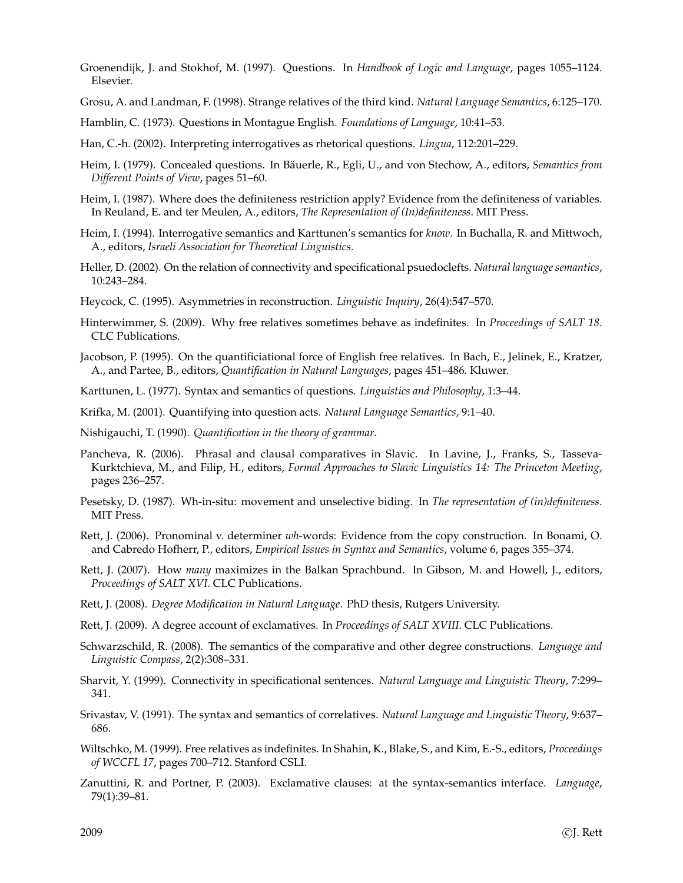Groenendijk, J. and Stokhof, M. (1997). Questions. In *Handbook of Logic and Language*, pages 1055–1124. Elsevier.

Grosu, A. and Landman, F. (1998). Strange relatives of the third kind. *Natural Language Semantics*, 6:125–170.

Hamblin, C. (1973). Questions in Montague English. *Foundations of Language*, 10:41–53.

Han, C.-h. (2002). Interpreting interrogatives as rhetorical questions. *Lingua*, 112:201–229.

Heim, I. (1979). Concealed questions. In Bäuerle, R., Egli, U., and von Stechow, A., editors, *Semantics from Different Points of View*, pages 51–60.

Heim, I. (1987). Where does the definiteness restriction apply? Evidence from the definiteness of variables. In Reuland, E. and ter Meulen, A., editors, *The Representation of (In)definiteness*. MIT Press.

Heim, I. (1994). Interrogative semantics and Karttunen's semantics for *know*. In Buchalla, R. and Mittwoch, A., editors, *Israeli Association for Theoretical Linguistics*.

Heller, D. (2002). On the relation of connectivity and specificational psuedoclefts. *Natural language semantics*, 10:243–284.

Heycock, C. (1995). Asymmetries in reconstruction. *Linguistic Inquiry*, 26(4):547–570.

Hinterwimmer, S. (2009). Why free relatives sometimes behave as indefinites. In *Proceedings of SALT 18*. CLC Publications.

Jacobson, P. (1995). On the quantificiational force of English free relatives. In Bach, E., Jelinek, E., Kratzer, A., and Partee, B., editors, *Quantification in Natural Languages*, pages 451–486. Kluwer.

Karttunen, L. (1977). Syntax and semantics of questions. *Linguistics and Philosophy*, 1:3–44.

Krifka, M. (2001). Quantifying into question acts. *Natural Language Semantics*, 9:1–40.

Nishigauchi, T. (1990). *Quantification in the theory of grammar*.

Pancheva, R. (2006). Phrasal and clausal comparatives in Slavic. In Lavine, J., Franks, S., Tasseva-Kurktchieva, M., and Filip, H., editors, *Formal Approaches to Slavic Linguistics 14: The Princeton Meeting*, pages 236–257.

Pesetsky, D. (1987). Wh-in-situ: movement and unselective biding. In *The representation of (in)definiteness*. MIT Press.

Rett, J. (2006). Pronominal v. determiner *wh*-words: Evidence from the copy construction. In Bonami, O. and Cabredo Hofherr, P., editors, *Empirical Issues in Syntax and Semantics*, volume 6, pages 355–374.

Rett, J. (2007). How *many* maximizes in the Balkan Sprachbund. In Gibson, M. and Howell, J., editors, *Proceedings of SALT XVI*. CLC Publications.

Rett, J. (2008). *Degree Modification in Natural Language*. PhD thesis, Rutgers University.

Rett, J. (2009). A degree account of exclamatives. In *Proceedings of SALT XVIII*. CLC Publications.

Schwarzschild, R. (2008). The semantics of the comparative and other degree constructions. *Language and Linguistic Compass*, 2(2):308–331.

Sharvit, Y. (1999). Connectivity in specificational sentences. *Natural Language and Linguistic Theory*, 7:299–341.

Srivastav, V. (1991). The syntax and semantics of correlatives. *Natural Language and Linguistic Theory*, 9:637–686.

Wiltschko, M. (1999). Free relatives as indefinites. In Shahin, K., Blake, S., and Kim, E.-S., editors, *Proceedings of WCCFL 17*, pages 700–712. Stanford CSLI.

Zanuttini, R. and Portner, P. (2003). Exclamative clauses: at the syntax-semantics interface. *Language*, 79(1):39–81.